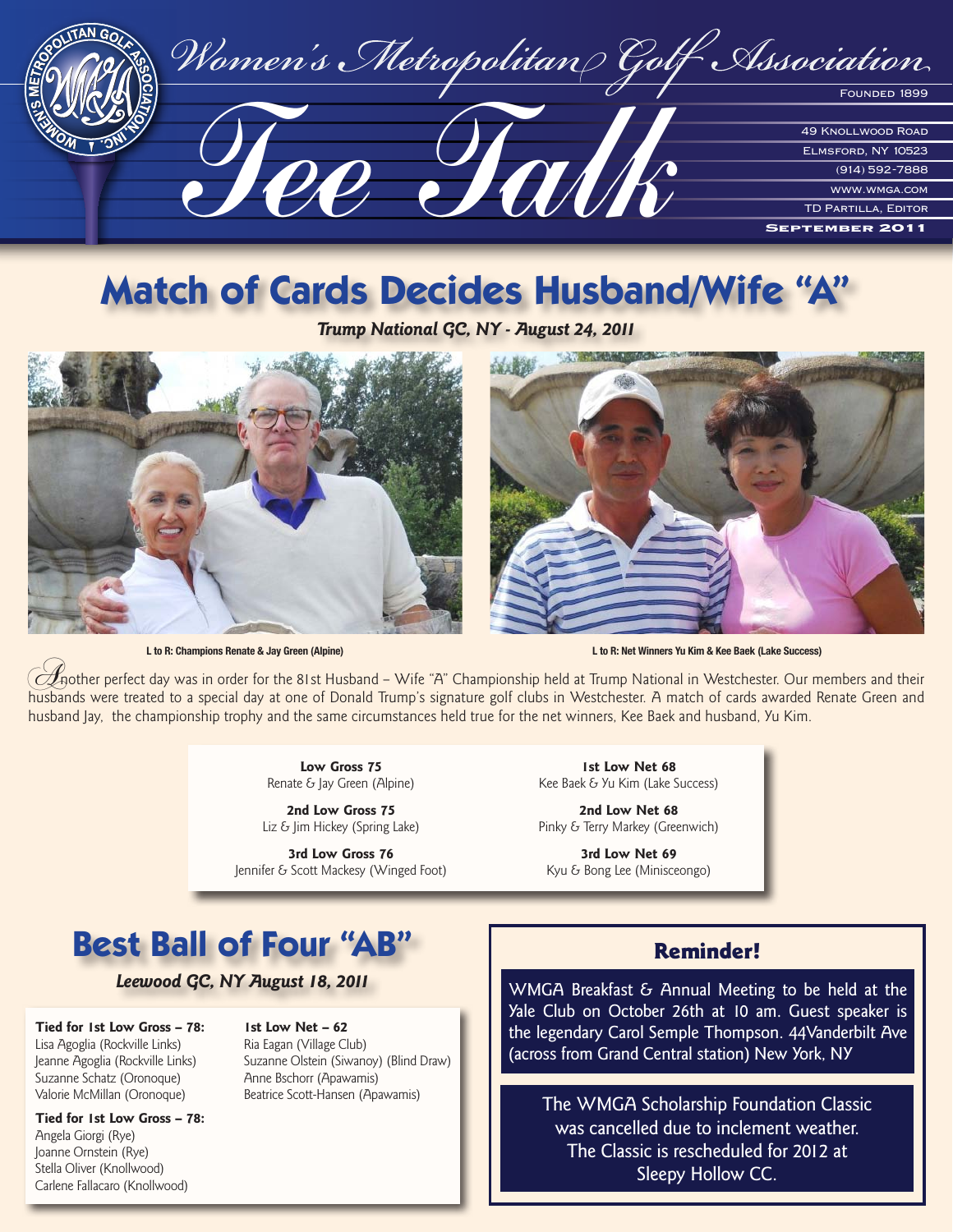# Women's Metropolitan Golf Association

## Tee Talk

Founded 1899

49 Knollwood Road
Elmsford, NY 10523
(914) 592-7888
www.wmga.com
TD Partilla, Editor

September 2011

# Match of Cards Decides Husband/Wife "A"

*Trump National GC, NY - August 24, 2011*

L to R: Champions Renate & Jay Green (Alpine)

L to R: Net Winners Yu Kim & Kee Baek (Lake Success)

Another perfect day was in order for the 81st Husband – Wife "A" Championship held at Trump National in Westchester. Our members and their husbands were treated to a special day at one of Donald Trump's signature golf clubs in Westchester. A match of cards awarded Renate Green and husband Jay, the championship trophy and the same circumstances held true for the net winners, Kee Baek and husband, Yu Kim.

**Low Gross 75**
Renate & Jay Green (Alpine)

**2nd Low Gross 75**
Liz & Jim Hickey (Spring Lake)

**3rd Low Gross 76**
Jennifer & Scott Mackesy (Winged Foot)

**1st Low Net 68**
Kee Baek & Yu Kim (Lake Success)

**2nd Low Net 68**
Pinky & Terry Markey (Greenwich)

**3rd Low Net 69**
Kyu & Bong Lee (Minisceongo)

# Best Ball of Four "AB"

*Leewood GC, NY August 18, 2011*

**Tied for 1st Low Gross – 78:**
Lisa Agoglia (Rockville Links)
Jeanne Agoglia (Rockville Links)
Suzanne Schatz (Oronoque)
Valorie McMillan (Oronoque)

**Tied for 1st Low Gross – 78:**
Angela Giorgi (Rye)
Joanne Ornstein (Rye)
Stella Oliver (Knollwood)
Carlene Fallacaro (Knollwood)

**1st Low Net – 62**
Ria Eagan (Village Club)
Suzanne Olstein (Siwanoy) (Blind Draw)
Anne Bschorr (Apawamis)
Beatrice Scott-Hansen (Apawamis)

## Reminder!

WMGA Breakfast & Annual Meeting to be held at the Yale Club on October 26th at 10 am. Guest speaker is the legendary Carol Semple Thompson. 44Vanderbilt Ave (across from Grand Central station) New York, NY

The WMGA Scholarship Foundation Classic was cancelled due to inclement weather. The Classic is rescheduled for 2012 at Sleepy Hollow CC.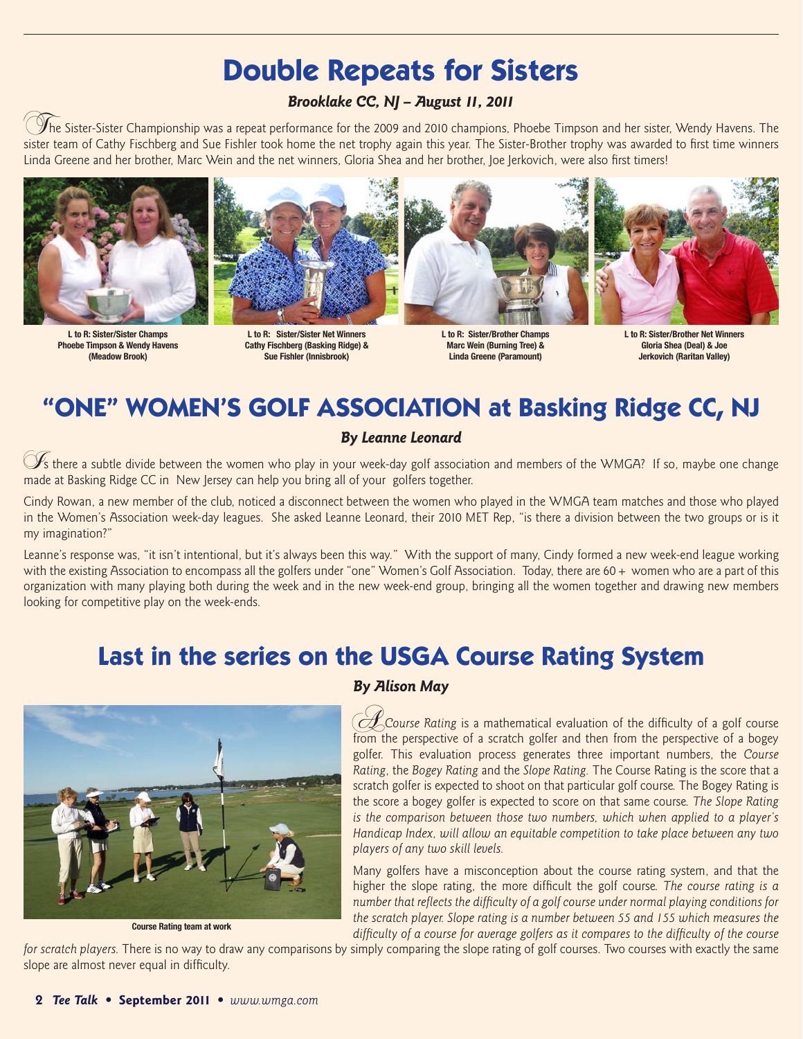# Double Repeats for Sisters

***Brooklake CC, NJ – August 11, 2011***

The Sister-Sister Championship was a repeat performance for the 2009 and 2010 champions, Phoebe Timpson and her sister, Wendy Havens. The sister team of Cathy Fischberg and Sue Fishler took home the net trophy again this year. The Sister-Brother trophy was awarded to first time winners Linda Greene and her brother, Marc Wein and the net winners, Gloria Shea and her brother, Joe Jerkovich, were also first timers!

**L to R: Sister/Sister Champs Phoebe Timpson & Wendy Havens (Meadow Brook)**

**L to R: Sister/Sister Net Winners Cathy Fischberg (Basking Ridge) & Sue Fishler (Innisbrook)**

**L to R: Sister/Brother Champs Marc Wein (Burning Tree) & Linda Greene (Paramount)**

**L to R: Sister/Brother Net Winners Gloria Shea (Deal) & Joe Jerkovich (Raritan Valley)**

# "ONE" WOMEN'S GOLF ASSOCIATION at Basking Ridge CC, NJ

***By Leanne Leonard***

Is there a subtle divide between the women who play in your week-day golf association and members of the WMGA? If so, maybe one change made at Basking Ridge CC in New Jersey can help you bring all of your golfers together.

Cindy Rowan, a new member of the club, noticed a disconnect between the women who played in the WMGA team matches and those who played in the Women's Association week-day leagues. She asked Leanne Leonard, their 2010 MET Rep, "is there a division between the two groups or is it my imagination?"

Leanne's response was, "it isn't intentional, but it's always been this way." With the support of many, Cindy formed a new week-end league working with the existing Association to encompass all the golfers under "one" Women's Golf Association. Today, there are 60 + women who are a part of this organization with many playing both during the week and in the new week-end group, bringing all the women together and drawing new members looking for competitive play on the week-ends.

# Last in the series on the USGA Course Rating System

***By Alison May***

**Course Rating team at work**

A *Course Rating* is a mathematical evaluation of the difficulty of a golf course from the perspective of a scratch golfer and then from the perspective of a bogey golfer. This evaluation process generates three important numbers, the *Course Rating*, the *Bogey Rating* and the *Slope Rating*. The Course Rating is the score that a scratch golfer is expected to shoot on that particular golf course. The Bogey Rating is the score a bogey golfer is expected to score on that same course. *The Slope Rating is the comparison between those two numbers, which when applied to a player's Handicap Index, will allow an equitable competition to take place between any two players of any two skill levels.*

Many golfers have a misconception about the course rating system, and that the higher the slope rating, the more difficult the golf course. *The course rating is a number that reflects the difficulty of a golf course under normal playing conditions for the scratch player. Slope rating is a number between 55 and 155 which measures the difficulty of a course for average golfers as it compares to the difficulty of the course for scratch players.* There is no way to draw any comparisons by simply comparing the slope rating of golf courses. Two courses with exactly the same slope are almost never equal in difficulty.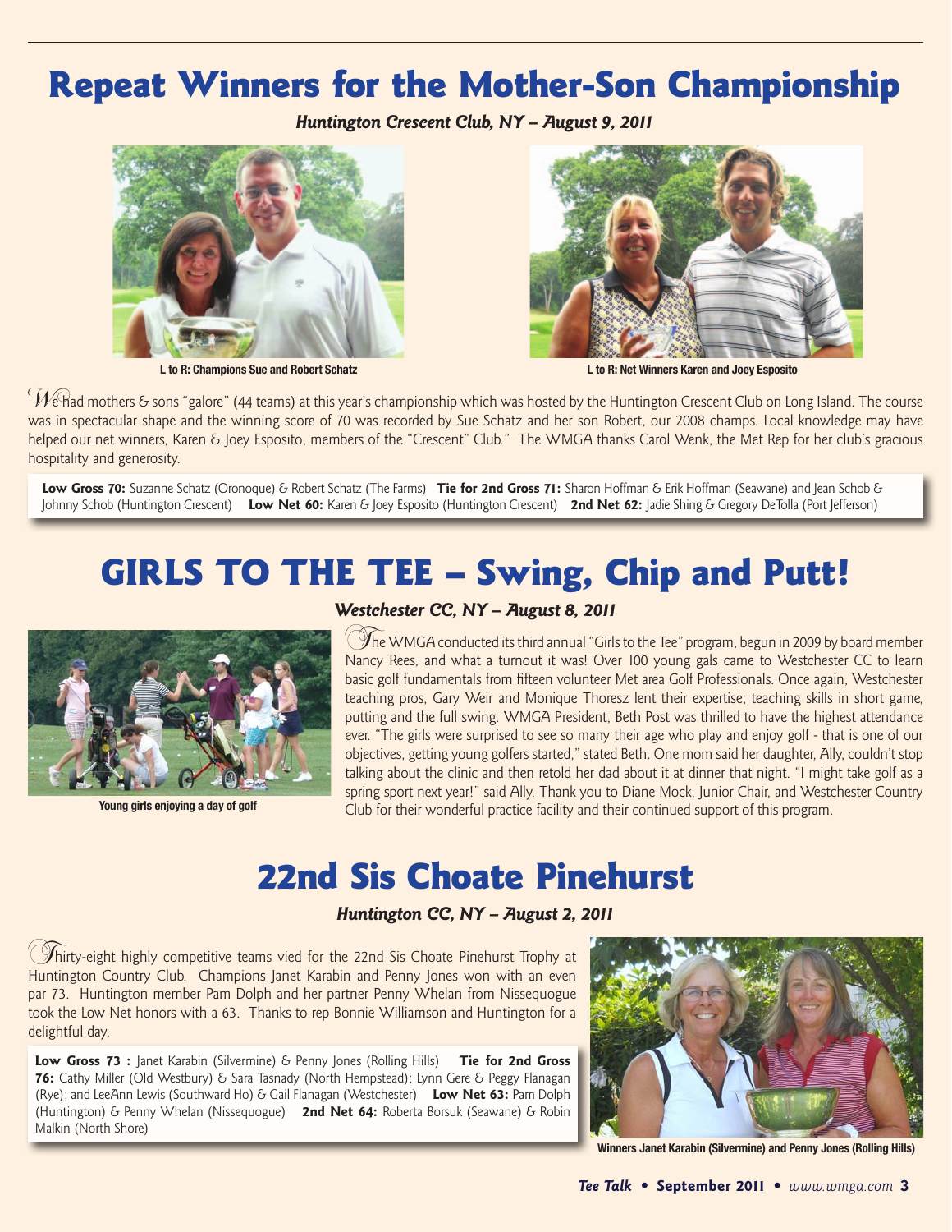# Repeat Winners for the Mother-Son Championship

***Huntington Crescent Club, NY – August 9, 2011***

**L to R: Champions Sue and Robert Schatz**

**L to R: Net Winners Karen and Joey Esposito**

We had mothers & sons "galore" (44 teams) at this year's championship which was hosted by the Huntington Crescent Club on Long Island. The course was in spectacular shape and the winning score of 70 was recorded by Sue Schatz and her son Robert, our 2008 champs. Local knowledge may have helped our net winners, Karen & Joey Esposito, members of the "Crescent" Club." The WMGA thanks Carol Wenk, the Met Rep for her club's gracious hospitality and generosity.

**Low Gross 70:** Suzanne Schatz (Oronoque) & Robert Schatz (The Farms) **Tie for 2nd Gross 71:** Sharon Hoffman & Erik Hoffman (Seawane) and Jean Schob & Johnny Schob (Huntington Crescent) **Low Net 60:** Karen & Joey Esposito (Huntington Crescent) **2nd Net 62:** Jadie Shing & Gregory DeTolla (Port Jefferson)

# GIRLS TO THE TEE – Swing, Chip and Putt!

***Westchester CC, NY – August 8, 2011***

**Young girls enjoying a day of golf**

The WMGA conducted its third annual "Girls to the Tee" program, begun in 2009 by board member Nancy Rees, and what a turnout it was! Over 100 young gals came to Westchester CC to learn basic golf fundamentals from fifteen volunteer Met area Golf Professionals. Once again, Westchester teaching pros, Gary Weir and Monique Thoresz lent their expertise; teaching skills in short game, putting and the full swing. WMGA President, Beth Post was thrilled to have the highest attendance ever. "The girls were surprised to see so many their age who play and enjoy golf - that is one of our objectives, getting young golfers started," stated Beth. One mom said her daughter, Ally, couldn't stop talking about the clinic and then retold her dad about it at dinner that night. "I might take golf as a spring sport next year!" said Ally. Thank you to Diane Mock, Junior Chair, and Westchester Country Club for their wonderful practice facility and their continued support of this program.

# 22nd Sis Choate Pinehurst

***Huntington CC, NY – August 2, 2011***

Thirty-eight highly competitive teams vied for the 22nd Sis Choate Pinehurst Trophy at Huntington Country Club. Champions Janet Karabin and Penny Jones won with an even par 73. Huntington member Pam Dolph and her partner Penny Whelan from Nissequogue took the Low Net honors with a 63. Thanks to rep Bonnie Williamson and Huntington for a delightful day.

**Low Gross 73 :** Janet Karabin (Silvermine) & Penny Jones (Rolling Hills) **Tie for 2nd Gross 76:** Cathy Miller (Old Westbury) & Sara Tasnady (North Hempstead); Lynn Gere & Peggy Flanagan (Rye); and LeeAnn Lewis (Southward Ho) & Gail Flanagan (Westchester) **Low Net 63:** Pam Dolph (Huntington) & Penny Whelan (Nissequogue) **2nd Net 64:** Roberta Borsuk (Seawane) & Robin Malkin (North Shore)

**Winners Janet Karabin (Silvermine) and Penny Jones (Rolling Hills)**